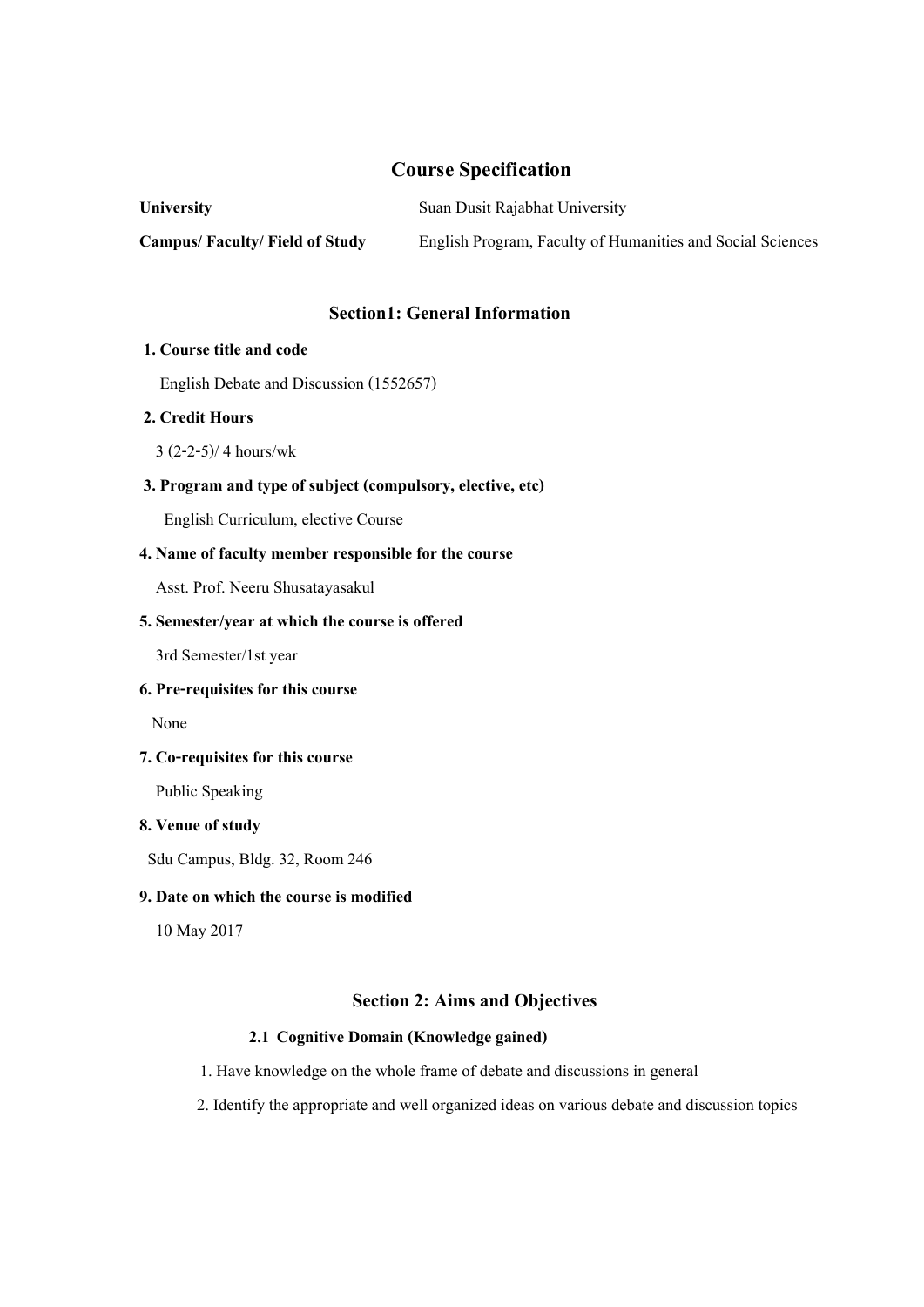# Course Specification

**University** Suan Dusit Rajabhat University

**Campus/ Faculty/ Field of Study** English Program, Faculty of Humanities and Social Sciences

## Section1: General Information

**1. Course title and code**

English Debate and Discussion (1552657)

**2. Credit Hours**

3 (2-2-5)/ 4 hours/wk

**3. Program and type of subject (compulsory, elective, etc)**

English Curriculum, elective Course

**4. Name of faculty member responsible for the course**

Asst. Prof. Neeru Shusatayasakul

**5. Semester/year at which the course is offered**

3rd Semester/1st year

**6. Pre-requisites for this course**

None

**7. Co-requisites for this course**

Public Speaking

**8. Venue of study**

Sdu Campus, Bldg. 32, Room 246

**9. Date on which the course is modified**

10 May 2017

## Section 2: Aims and Objectives

### 2.1 Cognitive Domain (Knowledge gained)

1. Have knowledge on the whole frame of debate and discussions in general
2. Identify the appropriate and well organized ideas on various debate and discussion topics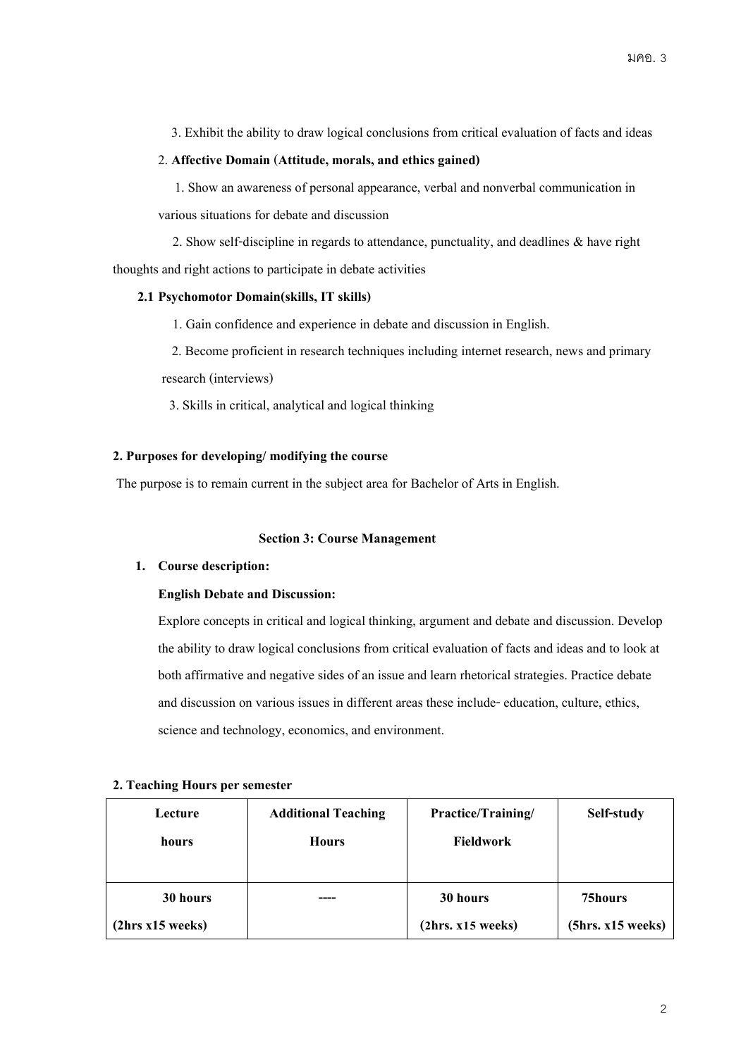3. Exhibit the ability to draw logical conclusions from critical evaluation of facts and ideas

2. **Affective Domain** (**Attitude, morals, and ethics gained)**

1. Show an awareness of personal appearance, verbal and nonverbal communication in various situations for debate and discussion

2. Show self-discipline in regards to attendance, punctuality, and deadlines & have right thoughts and right actions to participate in debate activities

**2.1 Psychomotor Domain(skills, IT skills)**

1. Gain confidence and experience in debate and discussion in English.

2. Become proficient in research techniques including internet research, news and primary research (interviews)

3. Skills in critical, analytical and logical thinking

**2. Purposes for developing/ modifying the course**

The purpose is to remain current in the subject area for Bachelor of Arts in English.

**Section 3: Course Management**

1. **Course description:**

**English Debate and Discussion:**

Explore concepts in critical and logical thinking, argument and debate and discussion. Develop the ability to draw logical conclusions from critical evaluation of facts and ideas and to look at both affirmative and negative sides of an issue and learn rhetorical strategies. Practice debate and discussion on various issues in different areas these include- education, culture, ethics, science and technology, economics, and environment.

**2. Teaching Hours per semester**

| Lecture hours | Additional Teaching Hours | Practice/Training/ Fieldwork | Self-study |
|---|---|---|---|
| **30 hours (2hrs x15 weeks)** | **----** | **30 hours (2hrs. x15 weeks)** | **75hours (5hrs. x15 weeks)** |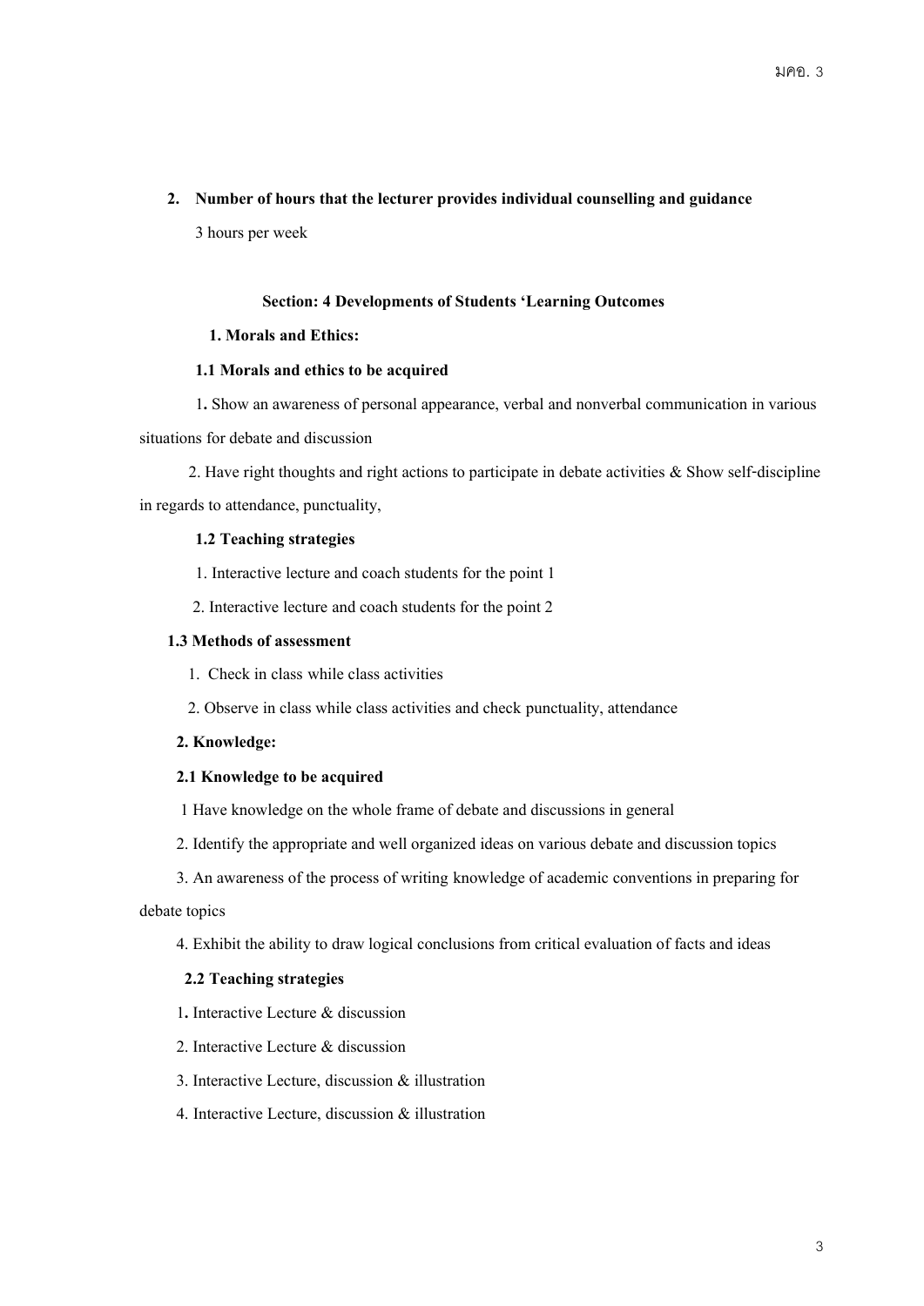**2. Number of hours that the lecturer provides individual counselling and guidance**

3 hours per week

## Section: 4 Developments of Students 'Learning Outcomes

### 1. Morals and Ethics:

**1.1 Morals and ethics to be acquired**

1. Show an awareness of personal appearance, verbal and nonverbal communication in various situations for debate and discussion

2. Have right thoughts and right actions to participate in debate activities & Show self-discipline in regards to attendance, punctuality,

**1.2 Teaching strategies**

1. Interactive lecture and coach students for the point 1
2. Interactive lecture and coach students for the point 2

**1.3 Methods of assessment**

1. Check in class while class activities
2. Observe in class while class activities and check punctuality, attendance

### 2. Knowledge:

**2.1 Knowledge to be acquired**

1 Have knowledge on the whole frame of debate and discussions in general

2. Identify the appropriate and well organized ideas on various debate and discussion topics

3. An awareness of the process of writing knowledge of academic conventions in preparing for debate topics

4. Exhibit the ability to draw logical conclusions from critical evaluation of facts and ideas

**2.2 Teaching strategies**

1. Interactive Lecture & discussion
2. Interactive Lecture & discussion
3. Interactive Lecture, discussion & illustration
4. Interactive Lecture, discussion & illustration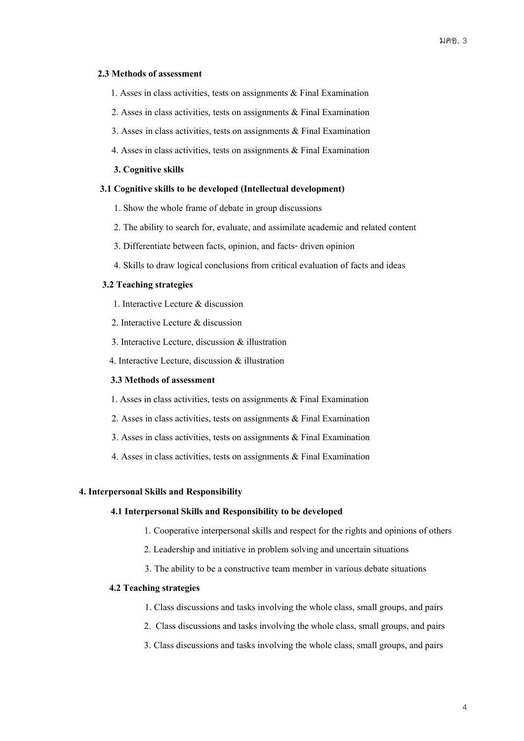### 2.3 Methods of assessment

1. Asses in class activities, tests on assignments & Final Examination
2. Asses in class activities, tests on assignments & Final Examination
3. Asses in class activities, tests on assignments & Final Examination
4. Asses in class activities, tests on assignments & Final Examination

## 3. Cognitive skills

### 3.1 Cognitive skills to be developed (Intellectual development)

1. Show the whole frame of debate in group discussions
2. The ability to search for, evaluate, and assimilate academic and related content
3. Differentiate between facts, opinion, and facts- driven opinion
4. Skills to draw logical conclusions from critical evaluation of facts and ideas

### 3.2 Teaching strategies

1. Interactive Lecture & discussion
2. Interactive Lecture & discussion
3. Interactive Lecture, discussion & illustration
4. Interactive Lecture, discussion & illustration

### 3.3 Methods of assessment

1. Asses in class activities, tests on assignments & Final Examination
2. Asses in class activities, tests on assignments & Final Examination
3. Asses in class activities, tests on assignments & Final Examination
4. Asses in class activities, tests on assignments & Final Examination

## 4. Interpersonal Skills and Responsibility

### 4.1 Interpersonal Skills and Responsibility to be developed

1. Cooperative interpersonal skills and respect for the rights and opinions of others
2. Leadership and initiative in problem solving and uncertain situations
3. The ability to be a constructive team member in various debate situations

### 4.2 Teaching strategies

1. Class discussions and tasks involving the whole class, small groups, and pairs
2. Class discussions and tasks involving the whole class, small groups, and pairs
3. Class discussions and tasks involving the whole class, small groups, and pairs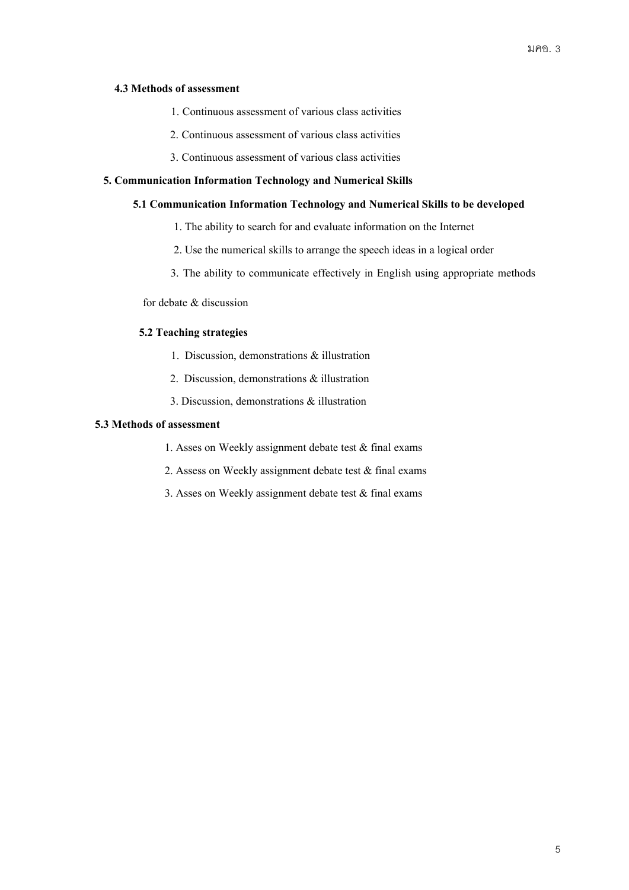### 4.3 Methods of assessment

1. Continuous assessment of various class activities
2. Continuous assessment of various class activities
3. Continuous assessment of various class activities

## 5. Communication Information Technology and Numerical Skills

### 5.1 Communication Information Technology and Numerical Skills to be developed

1. The ability to search for and evaluate information on the Internet
2. Use the numerical skills to arrange the speech ideas in a logical order
3. The ability to communicate effectively in English using appropriate methods for debate & discussion

### 5.2 Teaching strategies

1. Discussion, demonstrations & illustration
2. Discussion, demonstrations & illustration
3. Discussion, demonstrations & illustration

### 5.3 Methods of assessment

1. Asses on Weekly assignment debate test & final exams
2. Assess on Weekly assignment debate test & final exams
3. Asses on Weekly assignment debate test & final exams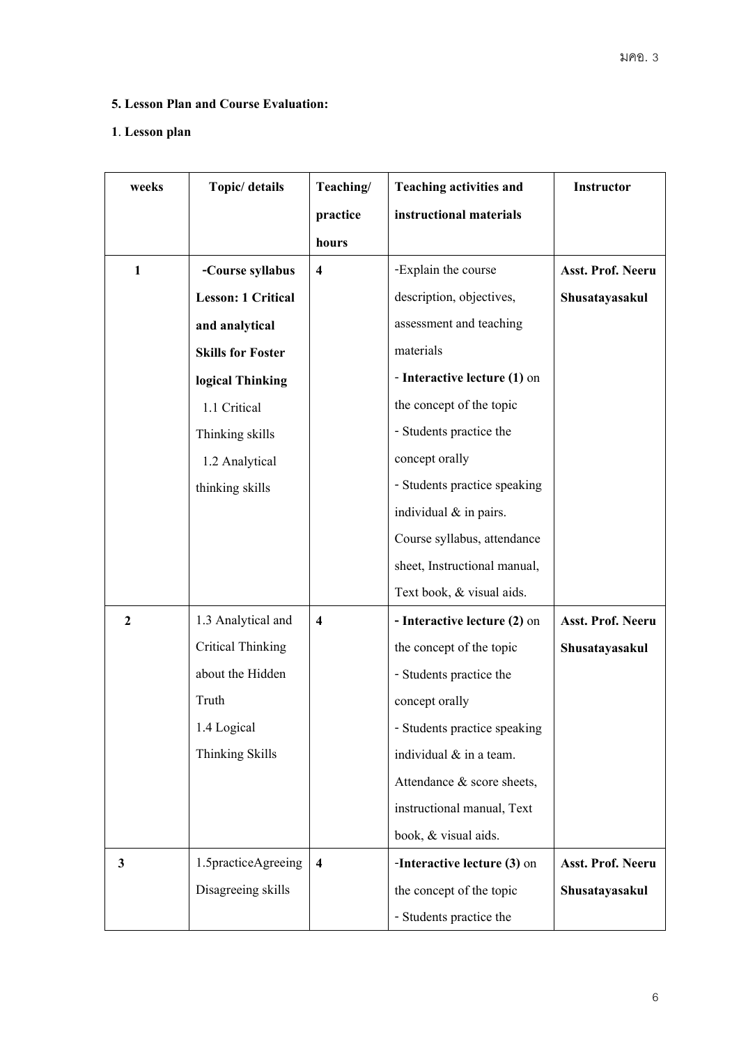**5. Lesson Plan and Course Evaluation:**

**1**. **Lesson plan**

| weeks | Topic/ details | Teaching/ practice hours | Teaching activities and instructional materials | Instructor |
|---|---|---|---|---|
| **1** | **-Course syllabus** **Lesson: 1 Critical and analytical Skills for Foster logical Thinking** 1.1 Critical Thinking skills 1.2 Analytical thinking skills | **4** | -Explain the course description, objectives, assessment and teaching materials - **Interactive lecture (1)** on the concept of the topic - Students practice the concept orally - Students practice speaking individual & in pairs. Course syllabus, attendance sheet, Instructional manual, Text book, & visual aids. | **Asst. Prof. Neeru Shusatayasakul** |
| **2** | 1.3 Analytical and Critical Thinking about the Hidden Truth 1.4 Logical Thinking Skills | **4** | - **Interactive lecture (2)** on the concept of the topic - Students practice the concept orally - Students practice speaking individual & in a team. Attendance & score sheets, instructional manual, Text book, & visual aids. | **Asst. Prof. Neeru Shusatayasakul** |
| **3** | 1.5practiceAgreeing Disagreeing skills | **4** | -**Interactive lecture (3)** on the concept of the topic - Students practice the | **Asst. Prof. Neeru Shusatayasakul** |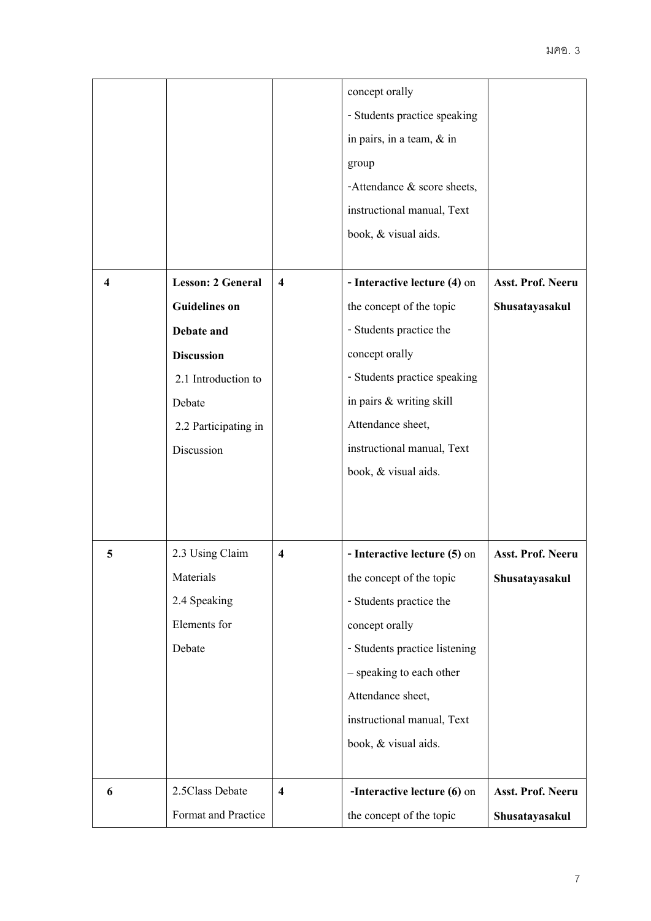| | | | | |
|---|---|---|---|---|
| | | | concept orally<br>- Students practice speaking in pairs, in a team, & in group<br>-Attendance & score sheets, instructional manual, Text book, & visual aids. | |
| **4** | **Lesson: 2 General Guidelines on Debate and Discussion**<br>2.1 Introduction to Debate<br>2.2 Participating in Discussion | **4** | **- Interactive lecture (4)** on the concept of the topic<br>- Students practice the concept orally<br>- Students practice speaking in pairs & writing skill<br>Attendance sheet, instructional manual, Text book, & visual aids. | **Asst. Prof. Neeru Shusatayasakul** |
| **5** | 2.3 Using Claim Materials<br>2.4 Speaking Elements for Debate | **4** | **- Interactive lecture (5)** on the concept of the topic<br>- Students practice the concept orally<br>- Students practice listening – speaking to each other<br>Attendance sheet, instructional manual, Text book, & visual aids. | **Asst. Prof. Neeru Shusatayasakul** |
| **6** | 2.5Class Debate Format and Practice | **4** | **-Interactive lecture (6)** on the concept of the topic | **Asst. Prof. Neeru Shusatayasakul** |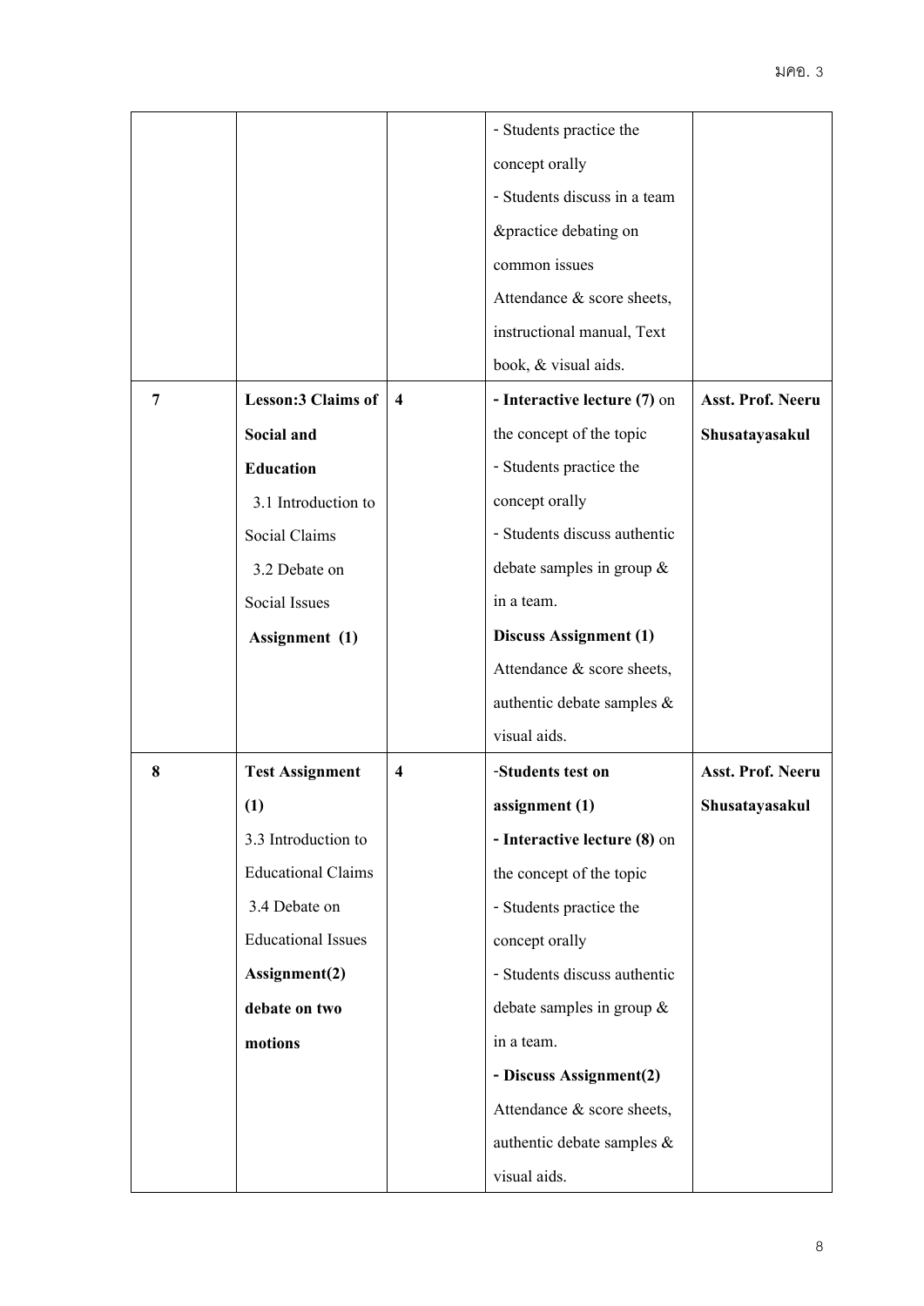| | | | - Students practice the concept orally<br>- Students discuss in a team &practice debating on common issues<br>Attendance & score sheets, instructional manual, Text book, & visual aids. | |
|---|---|---|---|---|
| 7 | **Lesson:3 Claims of Social and Education**<br>3.1 Introduction to Social Claims<br>3.2 Debate on Social Issues<br>**Assignment (1)** | **4** | **- Interactive lecture (7)** on the concept of the topic<br>- Students practice the concept orally<br>- Students discuss authentic debate samples in group & in a team.<br>**Discuss Assignment (1)**<br>Attendance & score sheets, authentic debate samples & visual aids. | **Asst. Prof. Neeru Shusatayasakul** |
| 8 | **Test Assignment (1)**<br>3.3 Introduction to Educational Claims<br>3.4 Debate on Educational Issues<br>**Assignment(2) debate on two motions** | **4** | **-Students test on assignment (1)**<br>**- Interactive lecture (8)** on the concept of the topic<br>- Students practice the concept orally<br>- Students discuss authentic debate samples in group & in a team.<br>**- Discuss Assignment(2)**<br>Attendance & score sheets, authentic debate samples & visual aids. | **Asst. Prof. Neeru Shusatayasakul** |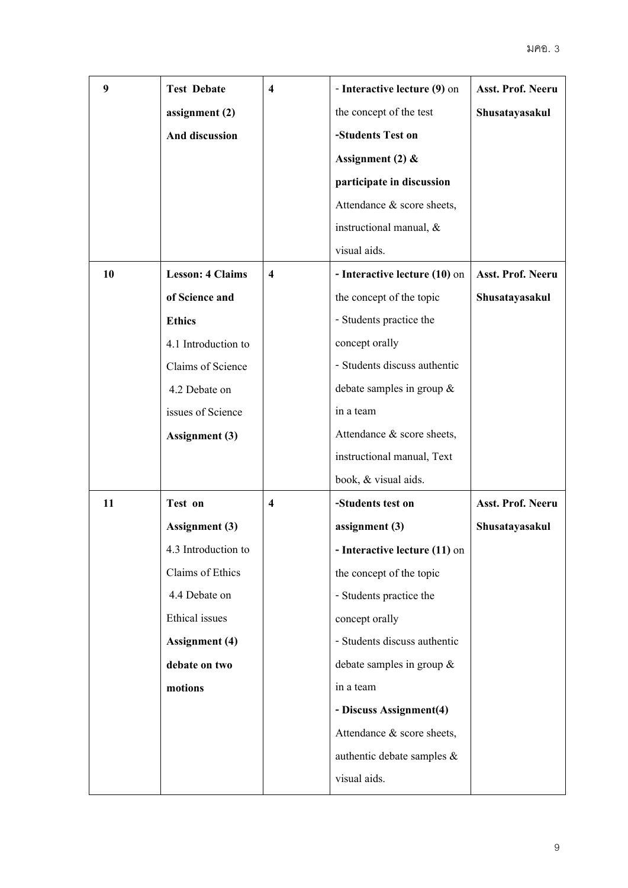| 9 | **Test Debate assignment (2) And discussion** | **4** | - **Interactive lecture (9)** on the concept of the test<br>**-Students Test on Assignment (2) & participate in discussion**<br>Attendance & score sheets, instructional manual, & visual aids. | **Asst. Prof. Neeru Shusatayasakul** |
|---|---|---|---|---|
| **10** | **Lesson: 4 Claims of Science and Ethics**<br>4.1 Introduction to Claims of Science<br>4.2 Debate on issues of Science<br>**Assignment (3)** | **4** | - **Interactive lecture (10)** on the concept of the topic<br>- Students practice the concept orally<br>- Students discuss authentic debate samples in group & in a team<br>Attendance & score sheets, instructional manual, Text book, & visual aids. | **Asst. Prof. Neeru Shusatayasakul** |
| **11** | **Test on Assignment (3)**<br>4.3 Introduction to Claims of Ethics<br>4.4 Debate on Ethical issues<br>**Assignment (4) debate on two motions** | **4** | **-Students test on assignment (3)**<br>- **Interactive lecture (11)** on the concept of the topic<br>- Students practice the concept orally<br>- Students discuss authentic debate samples in group & in a team<br>**- Discuss Assignment(4)**<br>Attendance & score sheets, authentic debate samples & visual aids. | **Asst. Prof. Neeru Shusatayasakul** |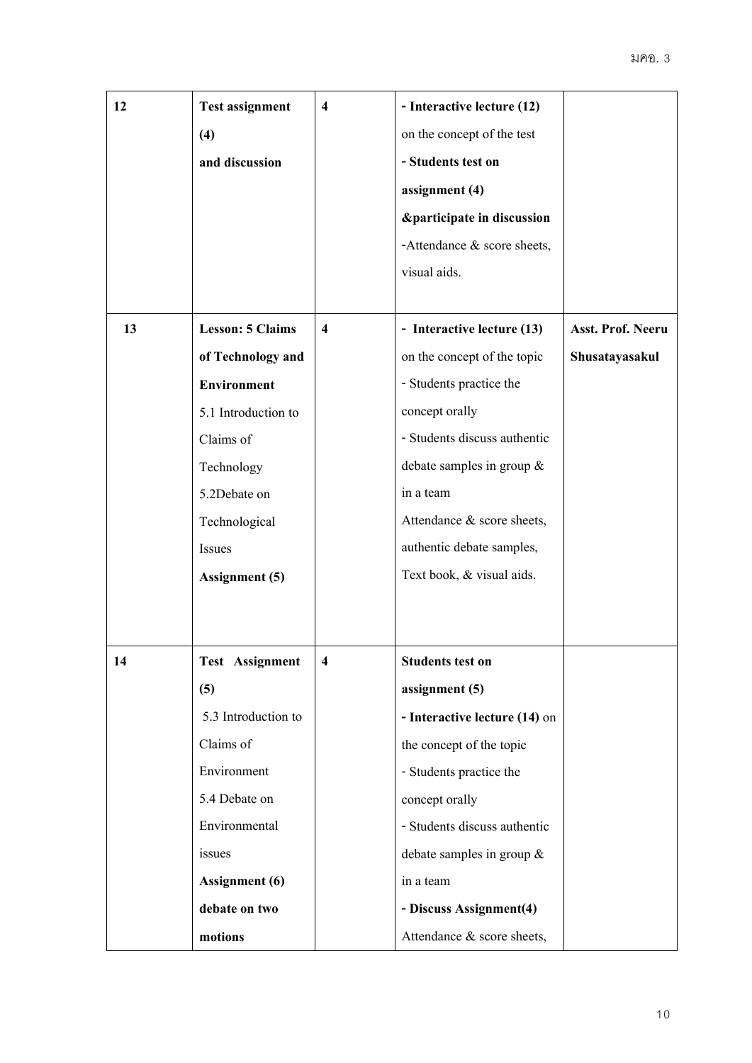| 12 | **Test assignment (4) and discussion** | **4** | **- Interactive lecture (12)** on the concept of the test<br>**- Students test on assignment (4) &participate in discussion**<br>-Attendance & score sheets, visual aids. | |
|---|---|---|---|---|
| 13 | **Lesson: 5 Claims of Technology and Environment**<br>5.1 Introduction to Claims of Technology<br>5.2Debate on Technological Issues<br>**Assignment (5)** | **4** | **- Interactive lecture (13)** on the concept of the topic<br>- Students practice the concept orally<br>- Students discuss authentic debate samples in group & in a team<br>Attendance & score sheets, authentic debate samples, Text book, & visual aids. | **Asst. Prof. Neeru Shusatayasakul** |
| 14 | **Test Assignment (5)**<br>5.3 Introduction to Claims of Environment<br>5.4 Debate on Environmental issues<br>**Assignment (6) debate on two motions** | **4** | **Students test on assignment (5)**<br>**- Interactive lecture (14)** on the concept of the topic<br>- Students practice the concept orally<br>- Students discuss authentic debate samples in group & in a team<br>**- Discuss Assignment(4)**<br>Attendance & score sheets, | |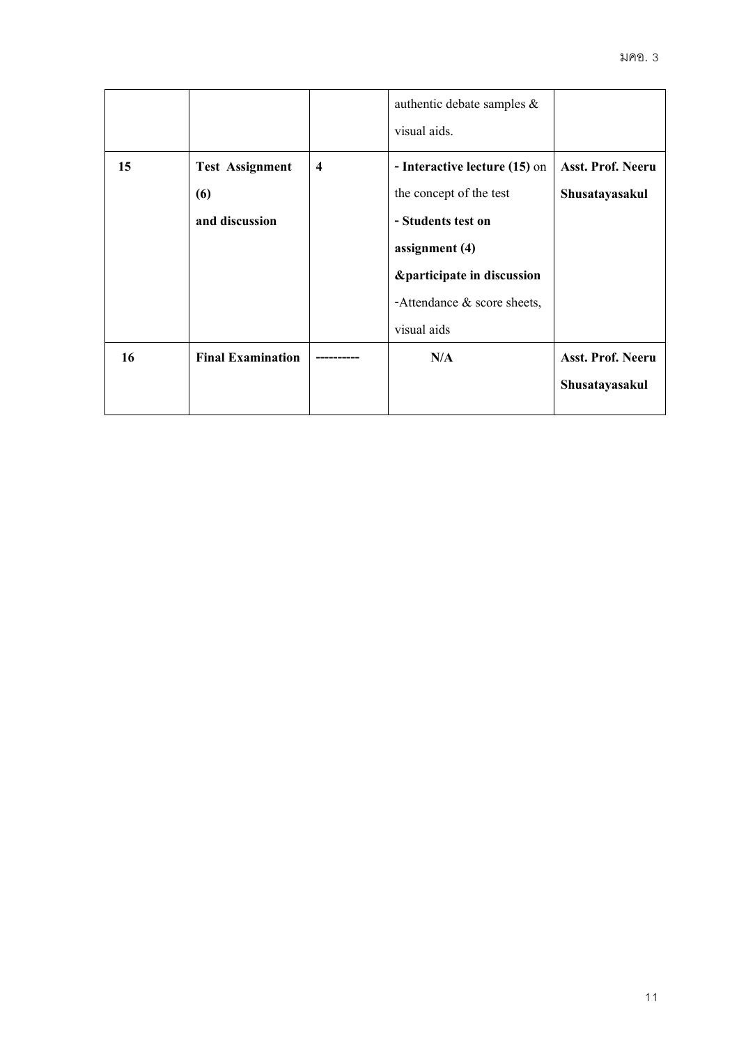| | | | authentic debate samples & visual aids. | |
|---|---|---|---|---|
| **15** | **Test Assignment (6) and discussion** | **4** | **- Interactive lecture (15)** on the concept of the test<br>**- Students test on assignment (4) &participate in discussion**<br>-Attendance & score sheets, visual aids | **Asst. Prof. Neeru Shusatayasakul** |
| **16** | **Final Examination** | ---------- | **N/A** | **Asst. Prof. Neeru Shusatayasakul** |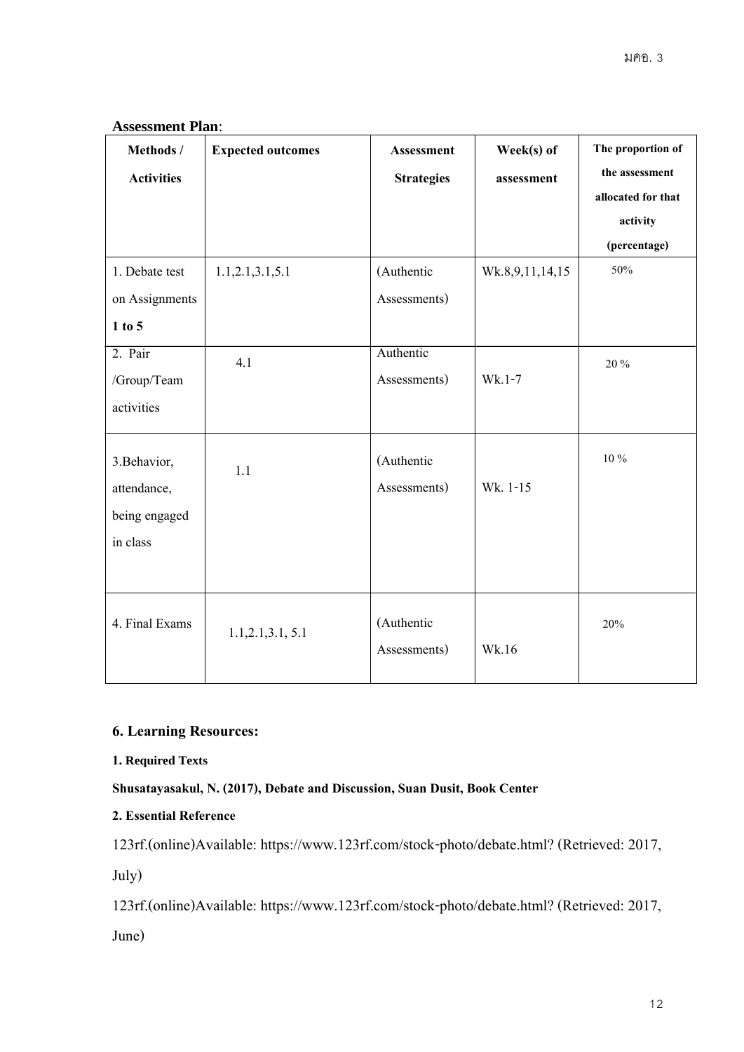**Assessment Plan**:

| Methods / Activities | Expected outcomes | Assessment Strategies | Week(s) of assessment | The proportion of the assessment allocated for that activity (percentage) |
|---|---|---|---|---|
| 1. Debate test on Assignments **1 to 5** | 1.1,2.1,3.1,5.1 | (Authentic Assessments) | Wk.8,9,11,14,15 | 50% |
| 2. Pair /Group/Team activities | 4.1 | Authentic Assessments) | Wk.1-7 | 20 % |
| 3.Behavior, attendance, being engaged in class | 1.1 | (Authentic Assessments) | Wk. 1-15 | 10 % |
| 4. Final Exams | 1.1,2.1,3.1, 5.1 | (Authentic Assessments) | Wk.16 | 20% |

### 6. Learning Resources:

**1. Required Texts**

**Shusatayasakul, N. (2017), Debate and Discussion, Suan Dusit, Book Center**

**2. Essential Reference**

123rf.(online)Available: https://www.123rf.com/stock-photo/debate.html? (Retrieved: 2017, July)

123rf.(online)Available: https://www.123rf.com/stock-photo/debate.html? (Retrieved: 2017, June)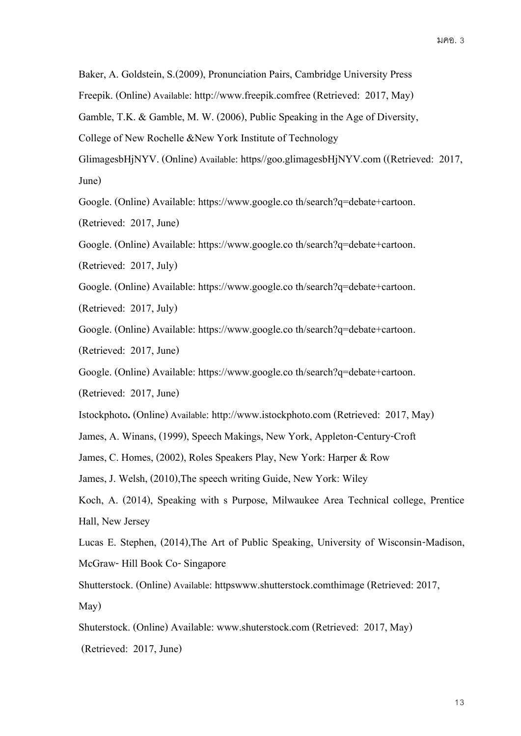Baker, A. Goldstein, S.(2009), Pronunciation Pairs, Cambridge University Press

Freepik. (Online) Available: http://www.freepik.comfree (Retrieved: 2017, May)

Gamble, T.K. & Gamble, M. W. (2006), Public Speaking in the Age of Diversity, College of New Rochelle &New York Institute of Technology

GlimagesbHjNYV. (Online) Available: https//goo.glimagesbHjNYV.com ((Retrieved: 2017, June)

Google. (Online) Available: https://www.google.co th/search?q=debate+cartoon. (Retrieved: 2017, June)

Google. (Online) Available: https://www.google.co th/search?q=debate+cartoon. (Retrieved: 2017, July)

Google. (Online) Available: https://www.google.co th/search?q=debate+cartoon. (Retrieved: 2017, July)

Google. (Online) Available: https://www.google.co th/search?q=debate+cartoon. (Retrieved: 2017, June)

Google. (Online) Available: https://www.google.co th/search?q=debate+cartoon. (Retrieved: 2017, June)

Istockphoto**.** (Online) Available: http://www.istockphoto.com (Retrieved: 2017, May)

James, A. Winans, (1999), Speech Makings, New York, Appleton-Century-Croft

James, C. Homes, (2002), Roles Speakers Play, New York: Harper & Row

James, J. Welsh, (2010),The speech writing Guide, New York: Wiley

Koch, A. (2014), Speaking with s Purpose, Milwaukee Area Technical college, Prentice Hall, New Jersey

Lucas E. Stephen, (2014),The Art of Public Speaking, University of Wisconsin-Madison, McGraw- Hill Book Co- Singapore

Shutterstock. (Online) Available: httpswww.shutterstock.comthimage (Retrieved: 2017, May)

Shuterstock. (Online) Available: www.shuterstock.com (Retrieved: 2017, May)

(Retrieved: 2017, June)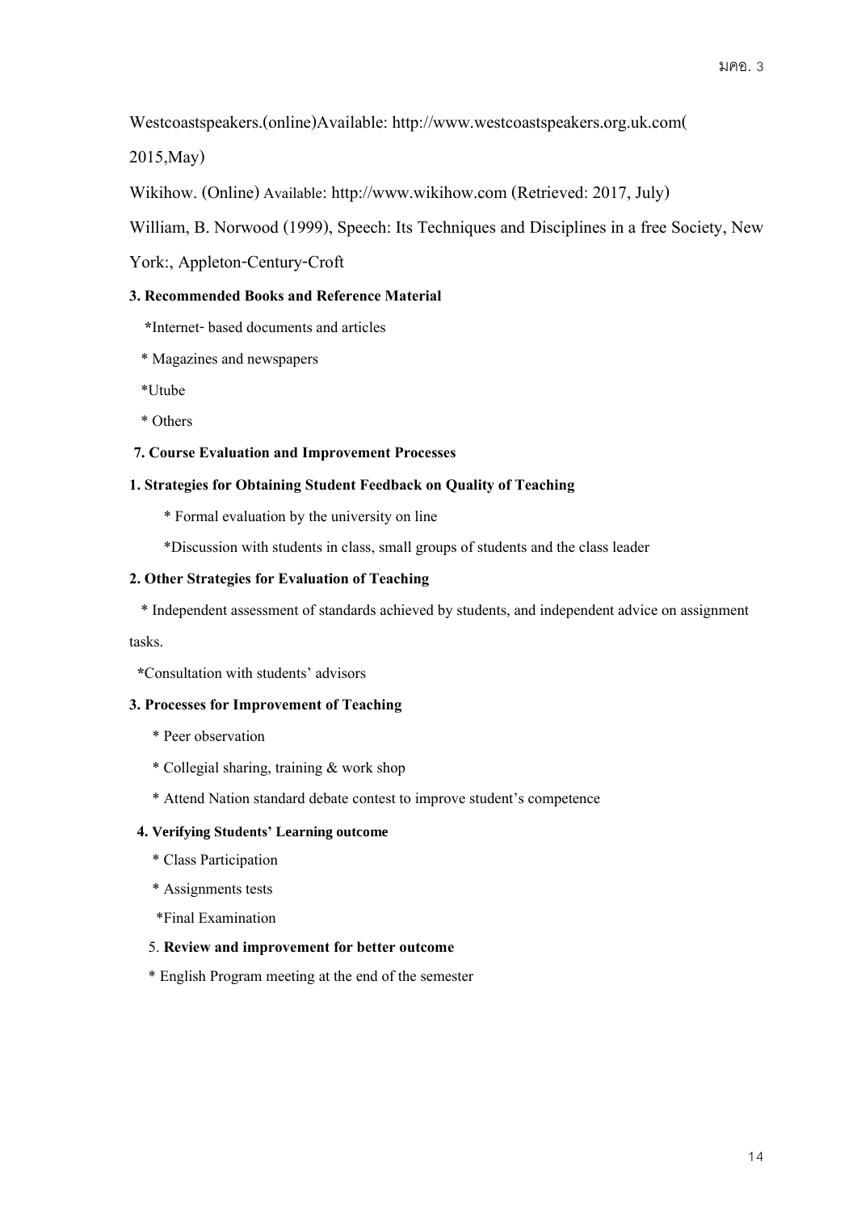Westcoastspeakers.(online)Available: http://www.westcoastspeakers.org.uk.com(

2015,May)

Wikihow. (Online) Available: http://www.wikihow.com (Retrieved: 2017, July)

William, B. Norwood (1999), Speech: Its Techniques and Disciplines in a free Society, New

York:, Appleton-Century-Croft

**3. Recommended Books and Reference Material**

*Internet- based documents and articles

* Magazines and newspapers

*Utube

* Others

**7. Course Evaluation and Improvement Processes**

**1. Strategies for Obtaining Student Feedback on Quality of Teaching**

* Formal evaluation by the university on line

*Discussion with students in class, small groups of students and the class leader

**2. Other Strategies for Evaluation of Teaching**

* Independent assessment of standards achieved by students, and independent advice on assignment tasks.

*Consultation with students' advisors

**3. Processes for Improvement of Teaching**

* Peer observation

* Collegial sharing, training & work shop

* Attend Nation standard debate contest to improve student's competence

**4. Verifying Students' Learning outcome**

* Class Participation

* Assignments tests

*Final Examination

5. **Review and improvement for better outcome**

* English Program meeting at the end of the semester